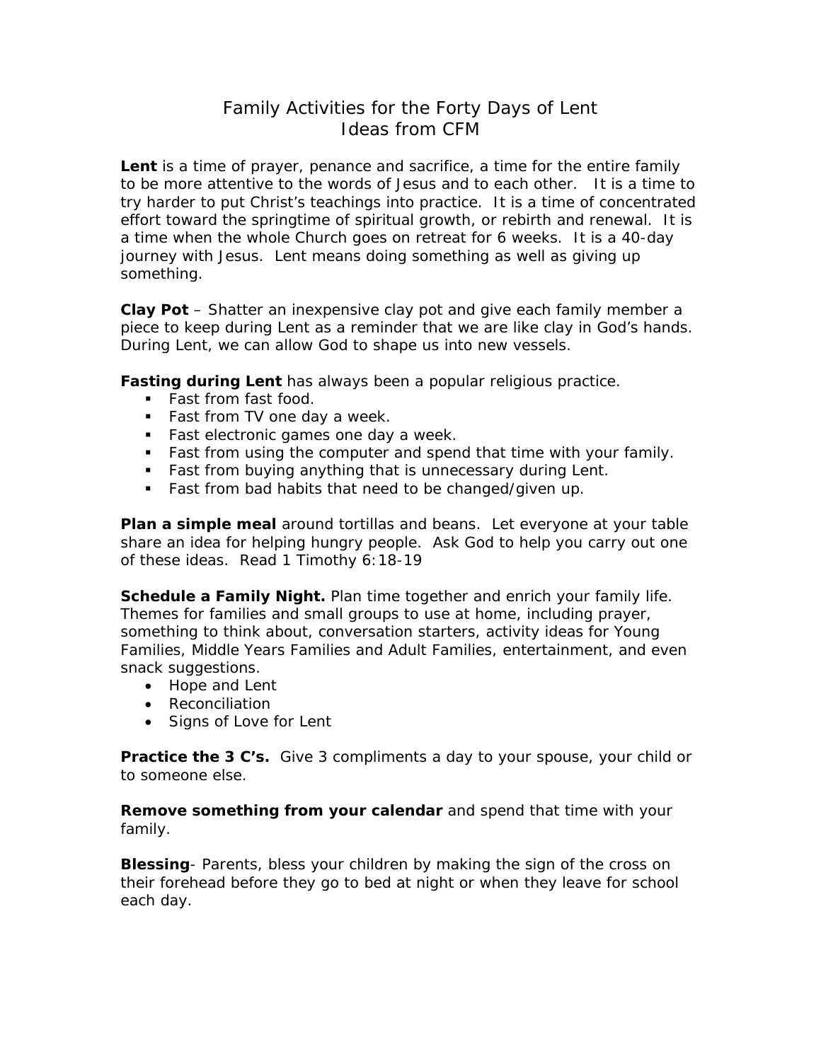# Family Activities for the Forty Days of Lent
## Ideas from CFM

**Lent** is a time of prayer, penance and sacrifice, a time for the entire family to be more attentive to the words of Jesus and to each other. It is a time to try harder to put Christ's teachings into practice. It is a time of concentrated effort toward the springtime of spiritual growth, or rebirth and renewal. It is a time when the whole Church goes on retreat for 6 weeks. It is a 40-day journey with Jesus. Lent means doing something as well as giving up something.

**Clay Pot** – Shatter an inexpensive clay pot and give each family member a piece to keep during Lent as a reminder that we are like clay in God's hands. During Lent, we can allow God to shape us into new vessels.

**Fasting during Lent** has always been a popular religious practice.

- Fast from fast food.
- Fast from TV one day a week.
- Fast electronic games one day a week.
- Fast from using the computer and spend that time with your family.
- Fast from buying anything that is unnecessary during Lent.
- Fast from bad habits that need to be changed/given up.

**Plan a simple meal** around tortillas and beans. Let everyone at your table share an idea for helping hungry people. Ask God to help you carry out one of these ideas. Read 1 Timothy 6:18-19

**Schedule a Family Night.** Plan time together and enrich your family life. Themes for families and small groups to use at home, including prayer, something to think about, conversation starters, activity ideas for Young Families, Middle Years Families and Adult Families, entertainment, and even snack suggestions.

- Hope and Lent
- Reconciliation
- Signs of Love for Lent

**Practice the 3 C's.** Give 3 compliments a day to your spouse, your child or to someone else.

**Remove something from your calendar** and spend that time with your family.

**Blessing**- Parents, bless your children by making the sign of the cross on their forehead before they go to bed at night or when they leave for school each day.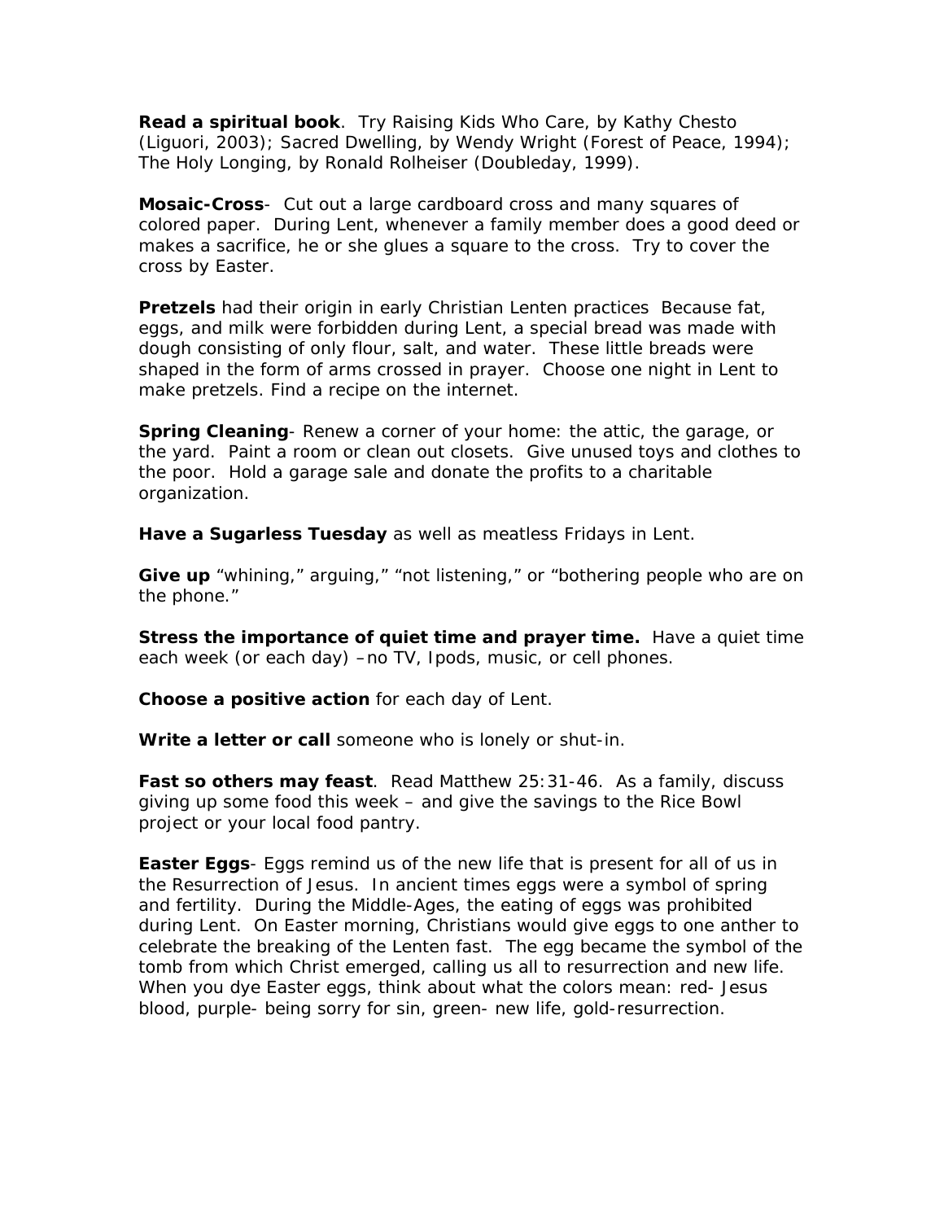**Read a spiritual book**. Try Raising Kids Who Care, by Kathy Chesto (Liguori, 2003); Sacred Dwelling, by Wendy Wright (Forest of Peace, 1994); The Holy Longing, by Ronald Rolheiser (Doubleday, 1999).

**Mosaic-Cross**- Cut out a large cardboard cross and many squares of colored paper. During Lent, whenever a family member does a good deed or makes a sacrifice, he or she glues a square to the cross. Try to cover the cross by Easter.

**Pretzels** had their origin in early Christian Lenten practices Because fat, eggs, and milk were forbidden during Lent, a special bread was made with dough consisting of only flour, salt, and water. These little breads were shaped in the form of arms crossed in prayer. Choose one night in Lent to make pretzels. Find a recipe on the internet.

**Spring Cleaning**- Renew a corner of your home: the attic, the garage, or the yard. Paint a room or clean out closets. Give unused toys and clothes to the poor. Hold a garage sale and donate the profits to a charitable organization.

**Have a Sugarless Tuesday** as well as meatless Fridays in Lent.

**Give up** "whining," arguing," "not listening," or "bothering people who are on the phone."

**Stress the importance of quiet time and prayer time.** Have a quiet time each week (or each day) –no TV, Ipods, music, or cell phones.

**Choose a positive action** for each day of Lent.

**Write a letter or call** someone who is lonely or shut-in.

**Fast so others may feast**. Read Matthew 25:31-46. As a family, discuss giving up some food this week – and give the savings to the Rice Bowl project or your local food pantry.

**Easter Eggs**- Eggs remind us of the new life that is present for all of us in the Resurrection of Jesus. In ancient times eggs were a symbol of spring and fertility. During the Middle-Ages, the eating of eggs was prohibited during Lent. On Easter morning, Christians would give eggs to one anther to celebrate the breaking of the Lenten fast. The egg became the symbol of the tomb from which Christ emerged, calling us all to resurrection and new life. When you dye Easter eggs, think about what the colors mean: red- Jesus blood, purple- being sorry for sin, green- new life, gold-resurrection.